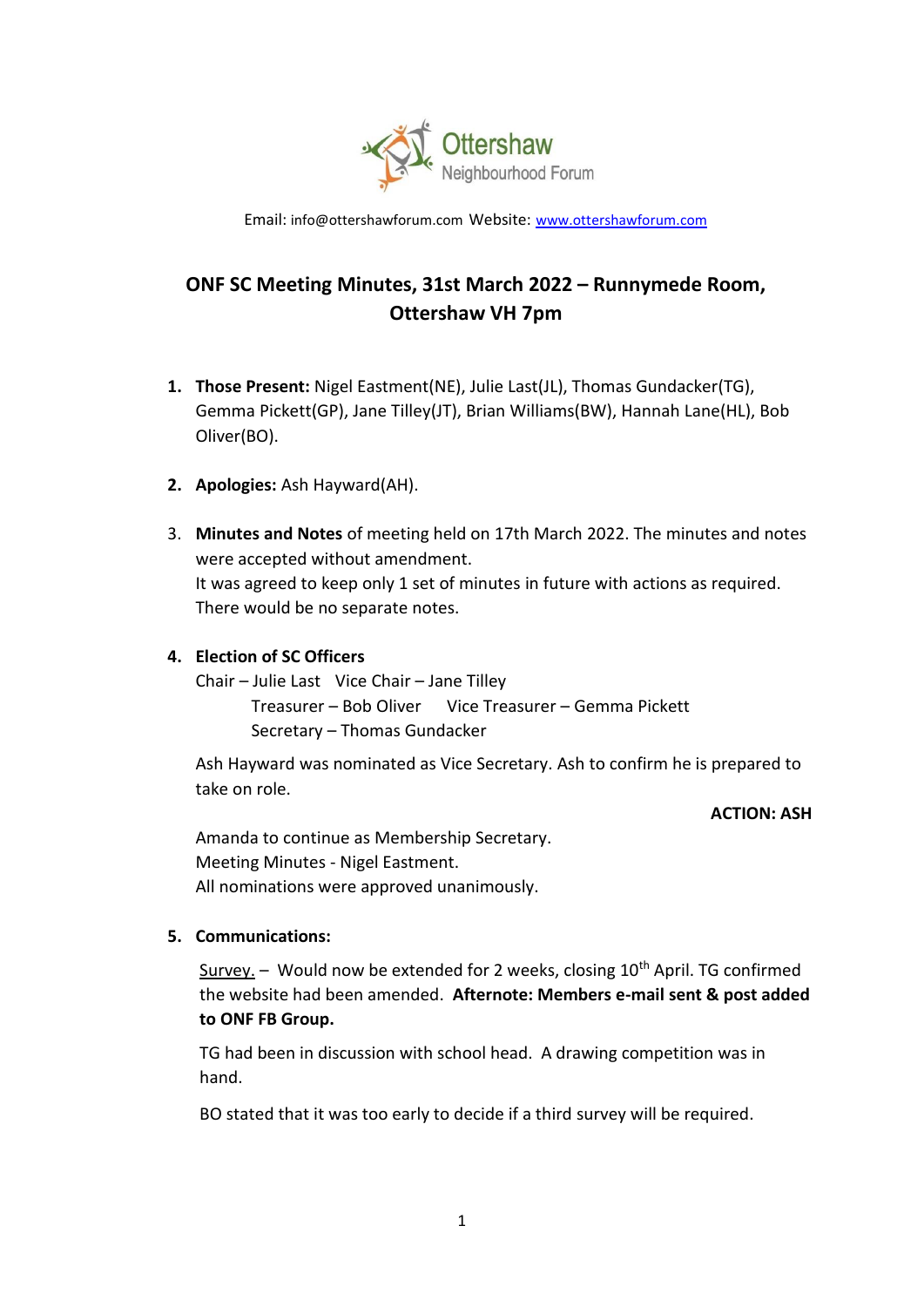Ottershaw Neighbourhood Forum

Email: info@ottershawforum.com Website: www.ottershawforum.com

# ONF SC Meeting Minutes, 31st March 2022 – Runnymede Room, Ottershaw VH 7pm

1. **Those Present:** Nigel Eastment(NE), Julie Last(JL), Thomas Gundacker(TG), Gemma Pickett(GP), Jane Tilley(JT), Brian Williams(BW), Hannah Lane(HL), Bob Oliver(BO).

2. **Apologies:** Ash Hayward(AH).

3. **Minutes and Notes** of meeting held on 17th March 2022. The minutes and notes were accepted without amendment.
   It was agreed to keep only 1 set of minutes in future with actions as required. There would be no separate notes.

4. **Election of SC Officers**
   Chair – Julie Last  Vice Chair – Jane Tilley
   Treasurer – Bob Oliver  Vice Treasurer – Gemma Pickett
   Secretary – Thomas Gundacker

   Ash Hayward was nominated as Vice Secretary. Ash to confirm he is prepared to take on role.

   **ACTION: ASH**

   Amanda to continue as Membership Secretary.
   Meeting Minutes - Nigel Eastment.
   All nominations were approved unanimously.

5. **Communications:**

   Survey. – Would now be extended for 2 weeks, closing 10th April. TG confirmed the website had been amended. **Afternote: Members e-mail sent & post added to ONF FB Group.**

   TG had been in discussion with school head. A drawing competition was in hand.

   BO stated that it was too early to decide if a third survey will be required.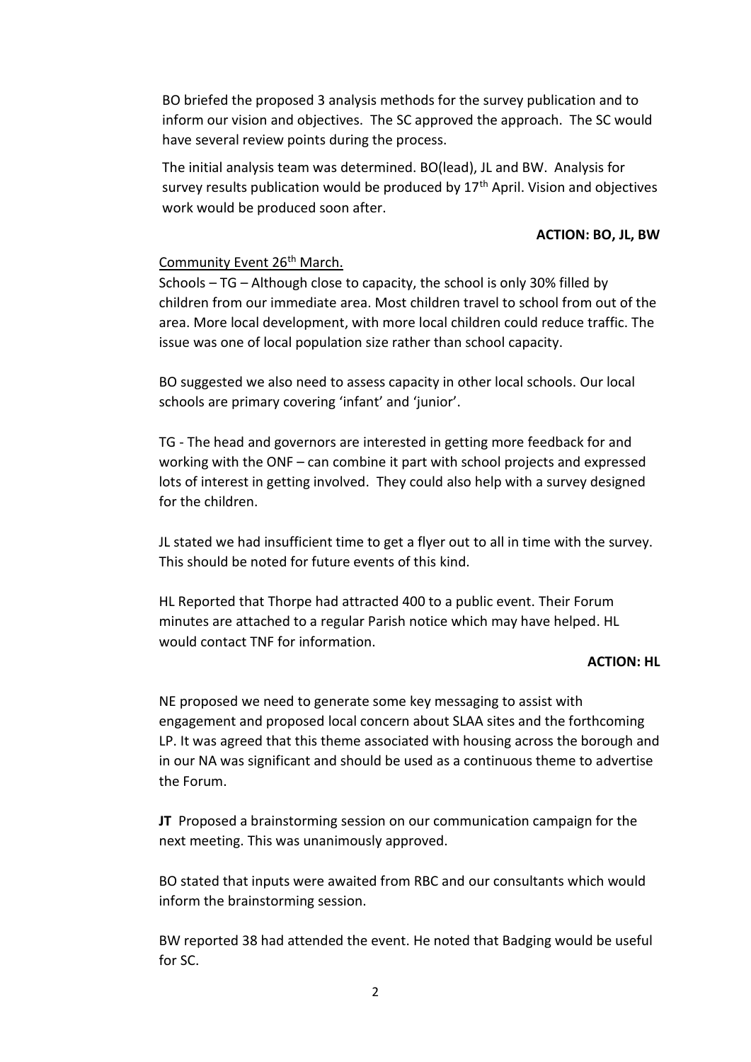BO briefed the proposed 3 analysis methods for the survey publication and to inform our vision and objectives. The SC approved the approach. The SC would have several review points during the process.

The initial analysis team was determined. BO(lead), JL and BW. Analysis for survey results publication would be produced by 17th April. Vision and objectives work would be produced soon after.

**ACTION: BO, JL, BW**

<u>Community Event 26th March.</u>

Schools – TG – Although close to capacity, the school is only 30% filled by children from our immediate area. Most children travel to school from out of the area. More local development, with more local children could reduce traffic. The issue was one of local population size rather than school capacity.

BO suggested we also need to assess capacity in other local schools. Our local schools are primary covering 'infant' and 'junior'.

TG - The head and governors are interested in getting more feedback for and working with the ONF – can combine it part with school projects and expressed lots of interest in getting involved. They could also help with a survey designed for the children.

JL stated we had insufficient time to get a flyer out to all in time with the survey. This should be noted for future events of this kind.

HL Reported that Thorpe had attracted 400 to a public event. Their Forum minutes are attached to a regular Parish notice which may have helped. HL would contact TNF for information.

**ACTION: HL**

NE proposed we need to generate some key messaging to assist with engagement and proposed local concern about SLAA sites and the forthcoming LP. It was agreed that this theme associated with housing across the borough and in our NA was significant and should be used as a continuous theme to advertise the Forum.

**JT** Proposed a brainstorming session on our communication campaign for the next meeting. This was unanimously approved.

BO stated that inputs were awaited from RBC and our consultants which would inform the brainstorming session.

BW reported 38 had attended the event. He noted that Badging would be useful for SC.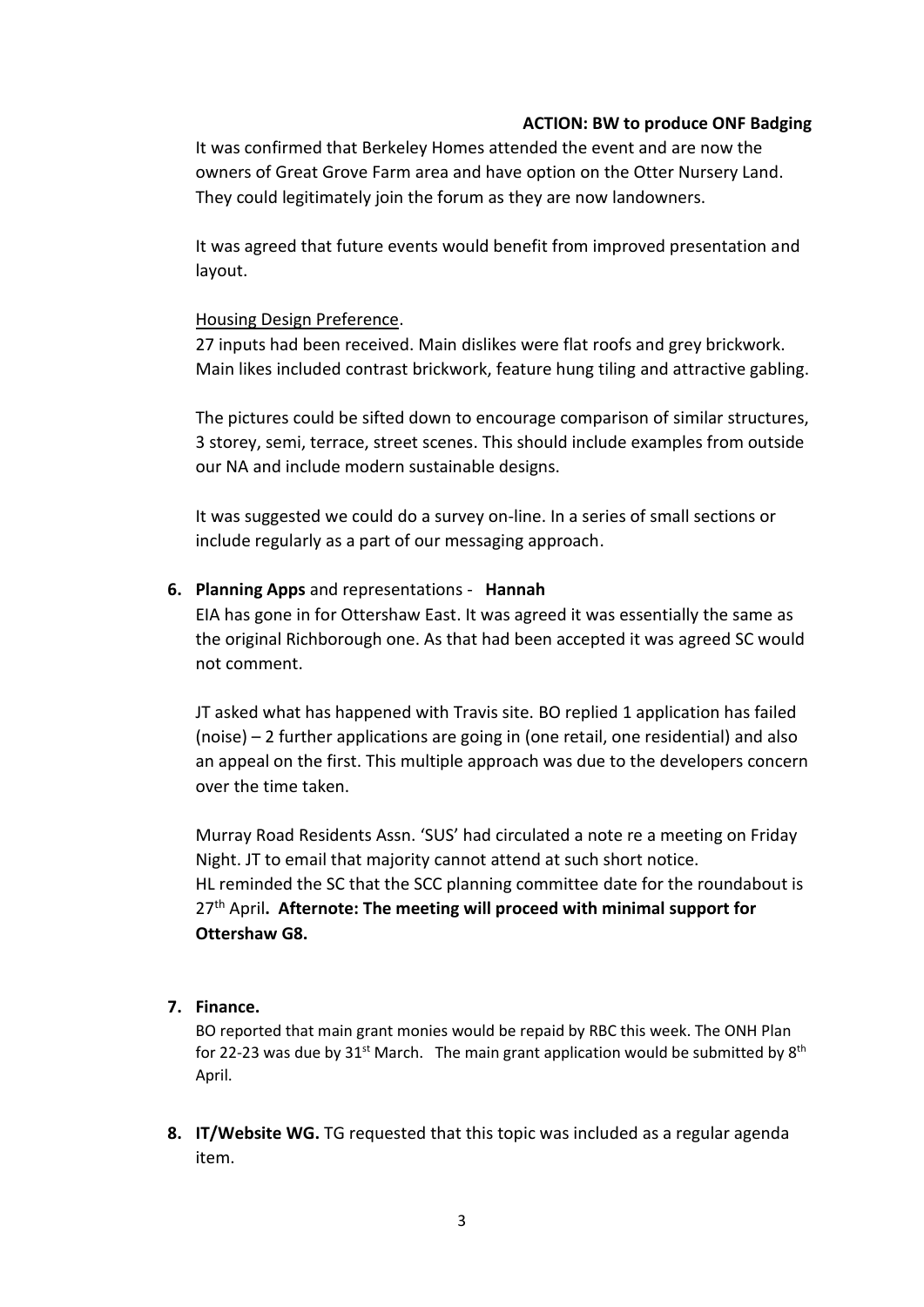**ACTION: BW to produce ONF Badging**

It was confirmed that Berkeley Homes attended the event and are now the owners of Great Grove Farm area and have option on the Otter Nursery Land. They could legitimately join the forum as they are now landowners.

It was agreed that future events would benefit from improved presentation and layout.

Housing Design Preference.

27 inputs had been received. Main dislikes were flat roofs and grey brickwork. Main likes included contrast brickwork, feature hung tiling and attractive gabling.

The pictures could be sifted down to encourage comparison of similar structures, 3 storey, semi, terrace, street scenes. This should include examples from outside our NA and include modern sustainable designs.

It was suggested we could do a survey on-line. In a series of small sections or include regularly as a part of our messaging approach.

6. **Planning Apps** and representations - **Hannah**

   EIA has gone in for Ottershaw East. It was agreed it was essentially the same as the original Richborough one. As that had been accepted it was agreed SC would not comment.

   JT asked what has happened with Travis site. BO replied 1 application has failed (noise) – 2 further applications are going in (one retail, one residential) and also an appeal on the first. This multiple approach was due to the developers concern over the time taken.

   Murray Road Residents Assn. 'SUS' had circulated a note re a meeting on Friday Night. JT to email that majority cannot attend at such short notice.
   HL reminded the SC that the SCC planning committee date for the roundabout is 27th April**. Afternote: The meeting will proceed with minimal support for Ottershaw G8.**

7. **Finance.**

   BO reported that main grant monies would be repaid by RBC this week. The ONH Plan for 22-23 was due by 31st March. The main grant application would be submitted by 8th April.

8. **IT/Website WG.** TG requested that this topic was included as a regular agenda item.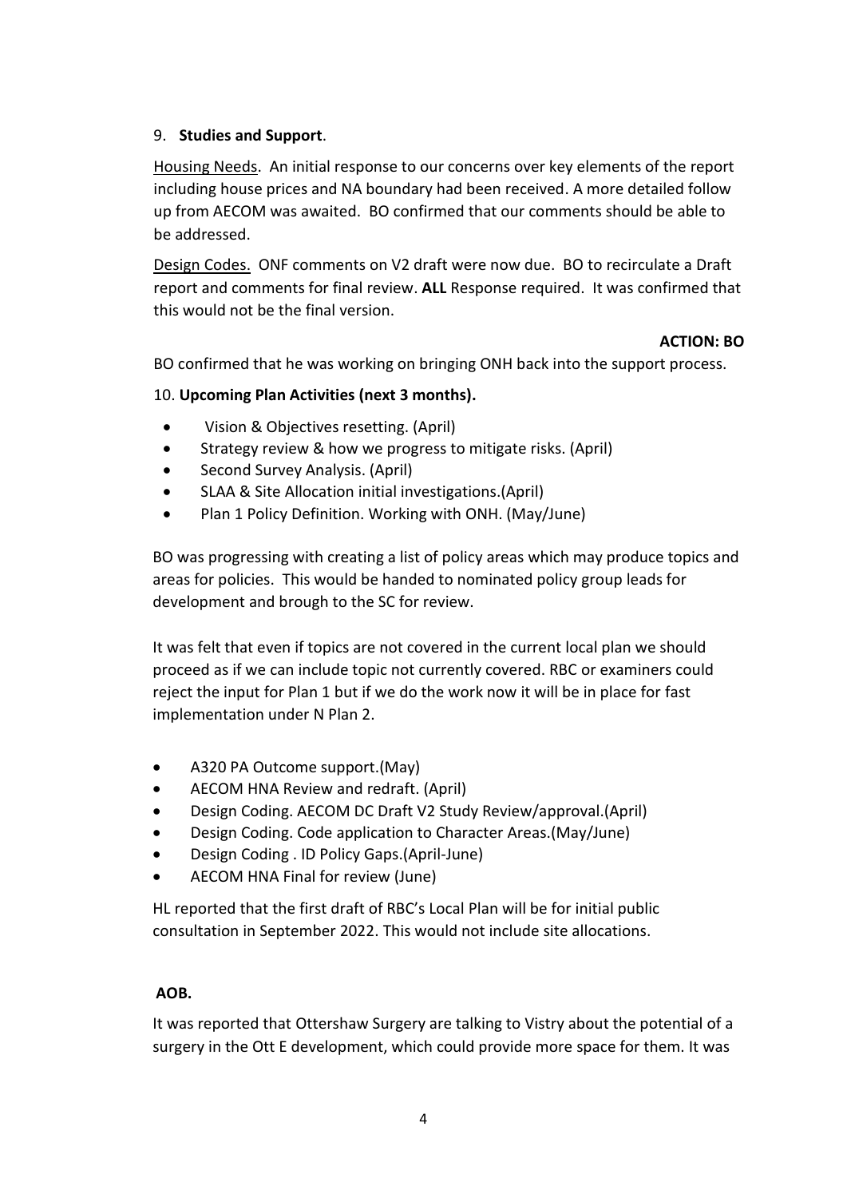9. **Studies and Support**.

Housing Needs. An initial response to our concerns over key elements of the report including house prices and NA boundary had been received. A more detailed follow up from AECOM was awaited. BO confirmed that our comments should be able to be addressed.

Design Codes. ONF comments on V2 draft were now due. BO to recirculate a Draft report and comments for final review. **ALL** Response required. It was confirmed that this would not be the final version.

**ACTION: BO**

BO confirmed that he was working on bringing ONH back into the support process.

10. **Upcoming Plan Activities (next 3 months).**

- Vision & Objectives resetting. (April)
- Strategy review & how we progress to mitigate risks. (April)
- Second Survey Analysis. (April)
- SLAA & Site Allocation initial investigations.(April)
- Plan 1 Policy Definition. Working with ONH. (May/June)

BO was progressing with creating a list of policy areas which may produce topics and areas for policies. This would be handed to nominated policy group leads for development and brough to the SC for review.

It was felt that even if topics are not covered in the current local plan we should proceed as if we can include topic not currently covered. RBC or examiners could reject the input for Plan 1 but if we do the work now it will be in place for fast implementation under N Plan 2.

- A320 PA Outcome support.(May)
- AECOM HNA Review and redraft. (April)
- Design Coding. AECOM DC Draft V2 Study Review/approval.(April)
- Design Coding. Code application to Character Areas.(May/June)
- Design Coding . ID Policy Gaps.(April-June)
- AECOM HNA Final for review (June)

HL reported that the first draft of RBC's Local Plan will be for initial public consultation in September 2022. This would not include site allocations.

**AOB.**

It was reported that Ottershaw Surgery are talking to Vistry about the potential of a surgery in the Ott E development, which could provide more space for them. It was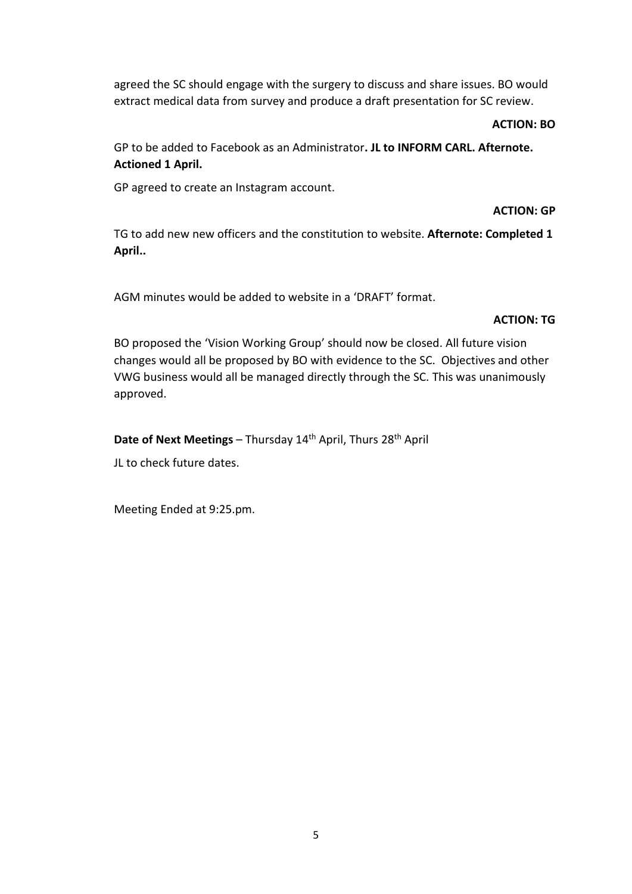agreed the SC should engage with the surgery to discuss and share issues. BO would extract medical data from survey and produce a draft presentation for SC review.

**ACTION: BO**

GP to be added to Facebook as an Administrator**. JL to INFORM CARL. Afternote. Actioned 1 April.**

GP agreed to create an Instagram account.

**ACTION: GP**

TG to add new new officers and the constitution to website. **Afternote: Completed 1 April..**

AGM minutes would be added to website in a 'DRAFT' format.

**ACTION: TG**

BO proposed the 'Vision Working Group' should now be closed. All future vision changes would all be proposed by BO with evidence to the SC. Objectives and other VWG business would all be managed directly through the SC. This was unanimously approved.

**Date of Next Meetings** – Thursday 14th April, Thurs 28th April

JL to check future dates.

Meeting Ended at 9:25.pm.